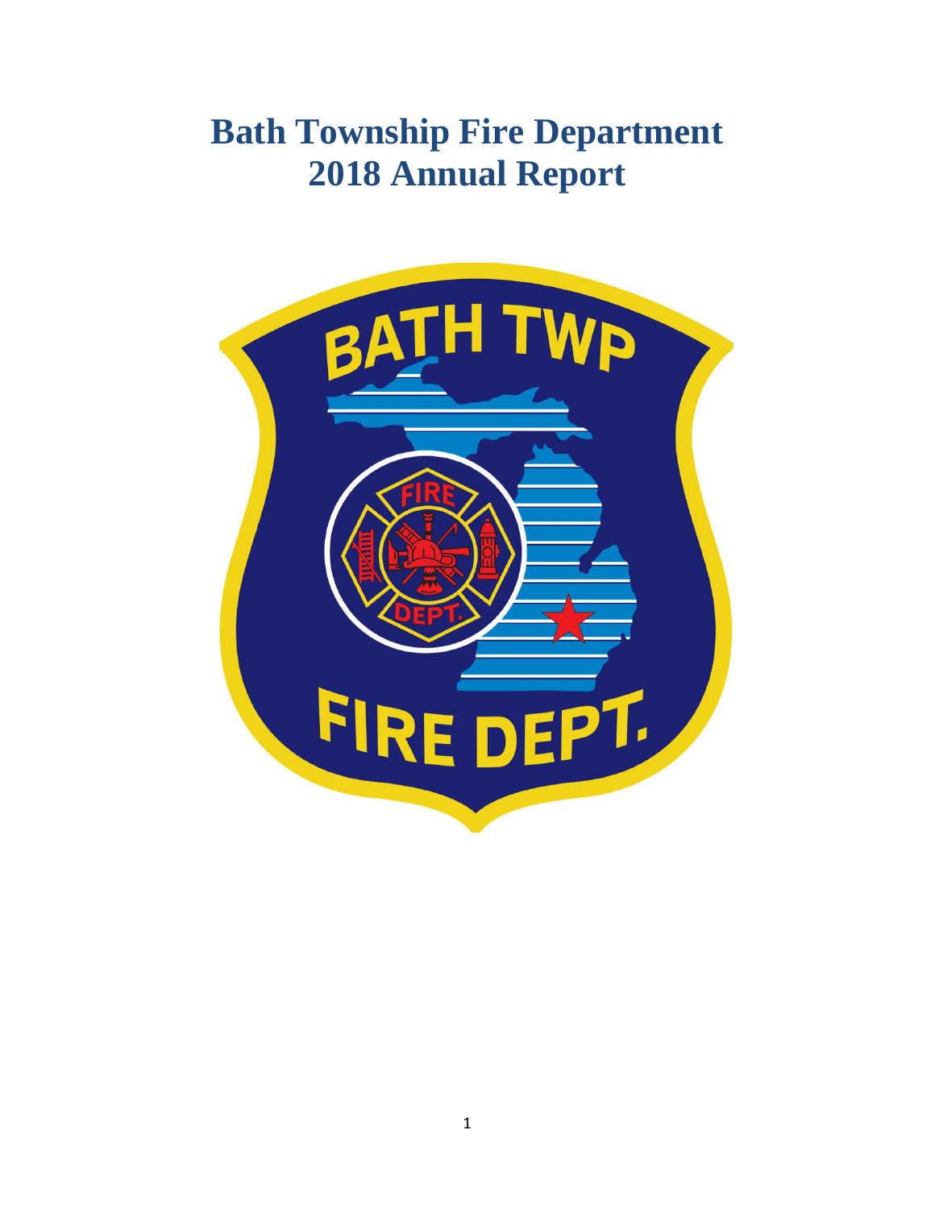# Bath Township Fire Department
# 2018 Annual Report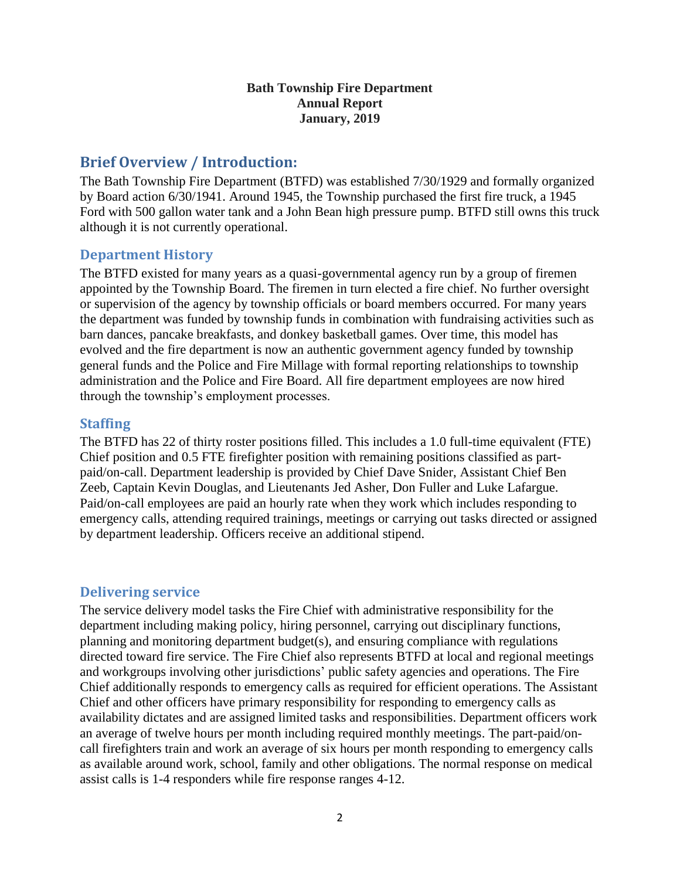**Bath Township Fire Department**
**Annual Report**
**January, 2019**

## Brief Overview / Introduction:

The Bath Township Fire Department (BTFD) was established 7/30/1929 and formally organized by Board action 6/30/1941. Around 1945, the Township purchased the first fire truck, a 1945 Ford with 500 gallon water tank and a John Bean high pressure pump. BTFD still owns this truck although it is not currently operational.

### Department History

The BTFD existed for many years as a quasi-governmental agency run by a group of firemen appointed by the Township Board. The firemen in turn elected a fire chief. No further oversight or supervision of the agency by township officials or board members occurred. For many years the department was funded by township funds in combination with fundraising activities such as barn dances, pancake breakfasts, and donkey basketball games. Over time, this model has evolved and the fire department is now an authentic government agency funded by township general funds and the Police and Fire Millage with formal reporting relationships to township administration and the Police and Fire Board. All fire department employees are now hired through the township's employment processes.

### Staffing

The BTFD has 22 of thirty roster positions filled. This includes a 1.0 full-time equivalent (FTE) Chief position and 0.5 FTE firefighter position with remaining positions classified as part-paid/on-call. Department leadership is provided by Chief Dave Snider, Assistant Chief Ben Zeeb, Captain Kevin Douglas, and Lieutenants Jed Asher, Don Fuller and Luke Lafargue. Paid/on-call employees are paid an hourly rate when they work which includes responding to emergency calls, attending required trainings, meetings or carrying out tasks directed or assigned by department leadership. Officers receive an additional stipend.

### Delivering service

The service delivery model tasks the Fire Chief with administrative responsibility for the department including making policy, hiring personnel, carrying out disciplinary functions, planning and monitoring department budget(s), and ensuring compliance with regulations directed toward fire service. The Fire Chief also represents BTFD at local and regional meetings and workgroups involving other jurisdictions' public safety agencies and operations. The Fire Chief additionally responds to emergency calls as required for efficient operations. The Assistant Chief and other officers have primary responsibility for responding to emergency calls as availability dictates and are assigned limited tasks and responsibilities. Department officers work an average of twelve hours per month including required monthly meetings. The part-paid/on-call firefighters train and work an average of six hours per month responding to emergency calls as available around work, school, family and other obligations. The normal response on medical assist calls is 1-4 responders while fire response ranges 4-12.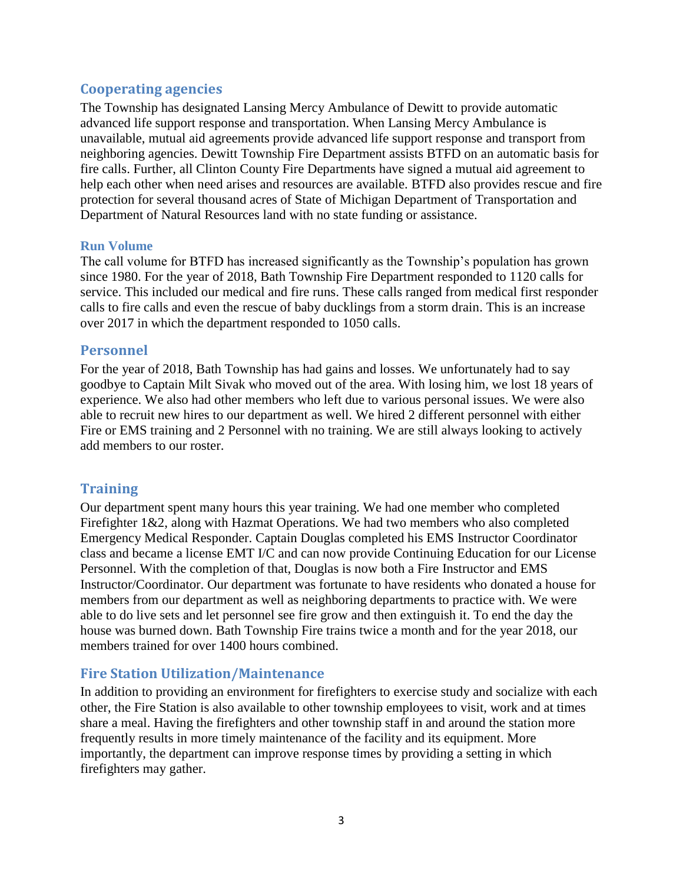## Cooperating agencies

The Township has designated Lansing Mercy Ambulance of Dewitt to provide automatic advanced life support response and transportation. When Lansing Mercy Ambulance is unavailable, mutual aid agreements provide advanced life support response and transport from neighboring agencies. Dewitt Township Fire Department assists BTFD on an automatic basis for fire calls. Further, all Clinton County Fire Departments have signed a mutual aid agreement to help each other when need arises and resources are available. BTFD also provides rescue and fire protection for several thousand acres of State of Michigan Department of Transportation and Department of Natural Resources land with no state funding or assistance.

### Run Volume

The call volume for BTFD has increased significantly as the Township's population has grown since 1980. For the year of 2018, Bath Township Fire Department responded to 1120 calls for service. This included our medical and fire runs. These calls ranged from medical first responder calls to fire calls and even the rescue of baby ducklings from a storm drain. This is an increase over 2017 in which the department responded to 1050 calls.

## Personnel

For the year of 2018, Bath Township has had gains and losses. We unfortunately had to say goodbye to Captain Milt Sivak who moved out of the area. With losing him, we lost 18 years of experience. We also had other members who left due to various personal issues. We were also able to recruit new hires to our department as well. We hired 2 different personnel with either Fire or EMS training and 2 Personnel with no training. We are still always looking to actively add members to our roster.

## Training

Our department spent many hours this year training. We had one member who completed Firefighter 1&2, along with Hazmat Operations. We had two members who also completed Emergency Medical Responder. Captain Douglas completed his EMS Instructor Coordinator class and became a license EMT I/C and can now provide Continuing Education for our License Personnel. With the completion of that, Douglas is now both a Fire Instructor and EMS Instructor/Coordinator. Our department was fortunate to have residents who donated a house for members from our department as well as neighboring departments to practice with. We were able to do live sets and let personnel see fire grow and then extinguish it. To end the day the house was burned down. Bath Township Fire trains twice a month and for the year 2018, our members trained for over 1400 hours combined.

## Fire Station Utilization/Maintenance

In addition to providing an environment for firefighters to exercise study and socialize with each other, the Fire Station is also available to other township employees to visit, work and at times share a meal. Having the firefighters and other township staff in and around the station more frequently results in more timely maintenance of the facility and its equipment. More importantly, the department can improve response times by providing a setting in which firefighters may gather.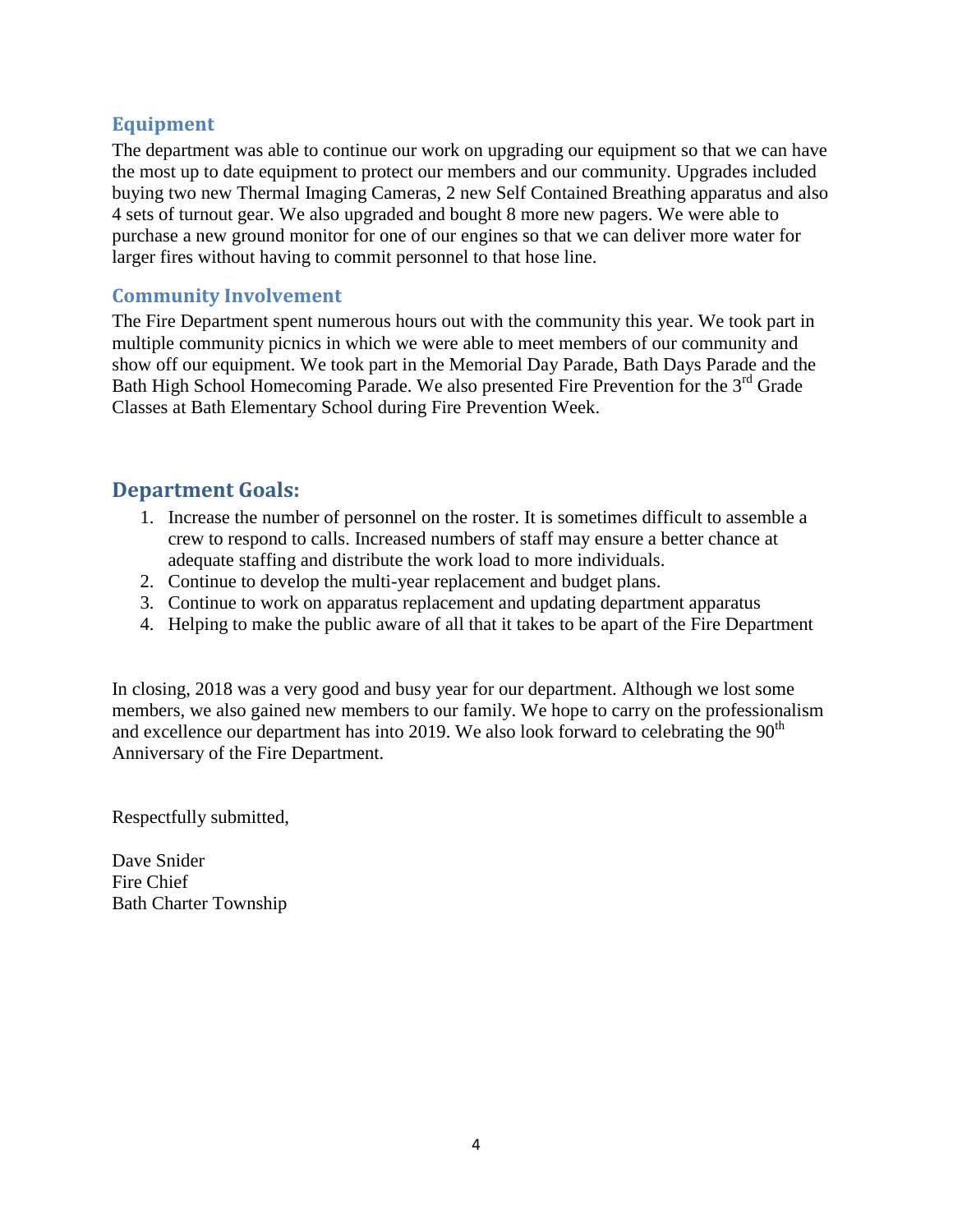### Equipment

The department was able to continue our work on upgrading our equipment so that we can have the most up to date equipment to protect our members and our community. Upgrades included buying two new Thermal Imaging Cameras, 2 new Self Contained Breathing apparatus and also 4 sets of turnout gear. We also upgraded and bought 8 more new pagers. We were able to purchase a new ground monitor for one of our engines so that we can deliver more water for larger fires without having to commit personnel to that hose line.

### Community Involvement

The Fire Department spent numerous hours out with the community this year. We took part in multiple community picnics in which we were able to meet members of our community and show off our equipment. We took part in the Memorial Day Parade, Bath Days Parade and the Bath High School Homecoming Parade. We also presented Fire Prevention for the 3rd Grade Classes at Bath Elementary School during Fire Prevention Week.

## Department Goals:

1. Increase the number of personnel on the roster. It is sometimes difficult to assemble a crew to respond to calls. Increased numbers of staff may ensure a better chance at adequate staffing and distribute the work load to more individuals.
2. Continue to develop the multi-year replacement and budget plans.
3. Continue to work on apparatus replacement and updating department apparatus
4. Helping to make the public aware of all that it takes to be apart of the Fire Department

In closing, 2018 was a very good and busy year for our department. Although we lost some members, we also gained new members to our family. We hope to carry on the professionalism and excellence our department has into 2019. We also look forward to celebrating the 90th Anniversary of the Fire Department.

Respectfully submitted,

Dave Snider
Fire Chief
Bath Charter Township